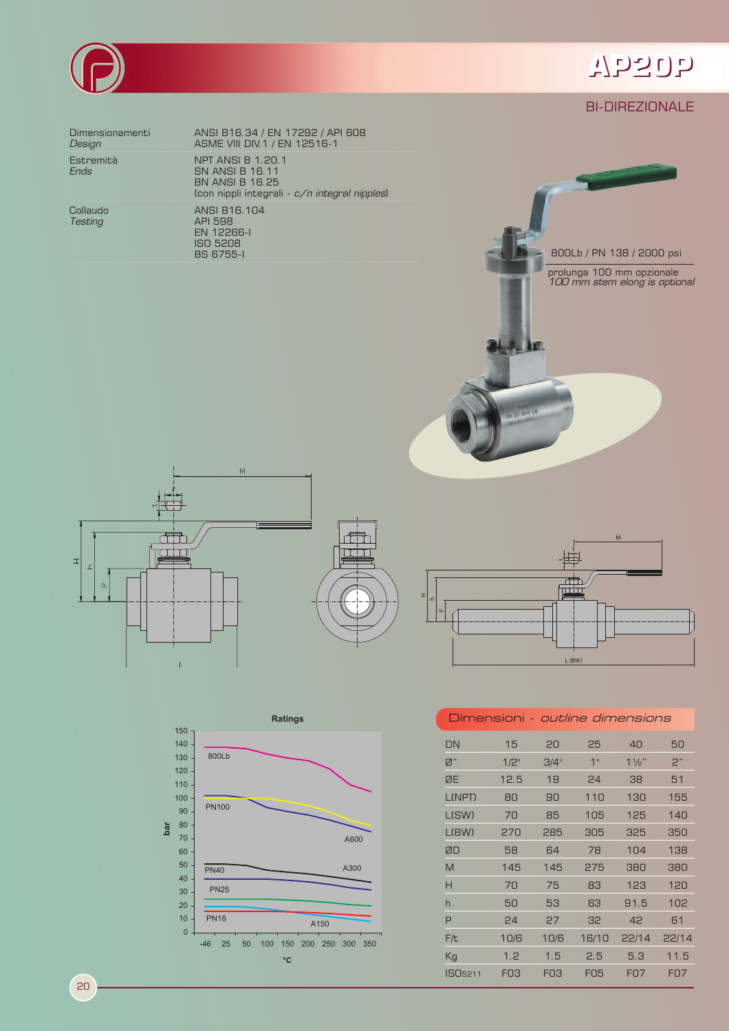# AP20P

## BI-DIREZIONALE

| | |
|---|---|
| Dimensionamenti *Design* | ANSI B16.34 / EN 17292 / API 608<br>ASME VIII DIV.1 / EN 12516-1 |
| Estremità *Ends* | NPT ANSI B 1.20.1<br>SN ANSI B 16.11<br>BN ANSI B 16.25<br>(con nippli integrali - *c/n integral nipples*) |
| Collaudo *Testing* | ANSI B16.104<br>API 598<br>EN 12266-I<br>ISO 5208<br>BS 6755-I |

800Lb / PN 138 / 2000 psi

prolunga 100 mm opzionale
*100 mm stem elong is optional*

**Ratings**

## Dimensioni - *outline dimensions*

| DN | 15 | 20 | 25 | 40 | 50 |
|---|---|---|---|---|---|
| Ø" | 1/2" | 3/4" | 1" | 1 ½" | 2" |
| ØE | 12.5 | 19 | 24 | 38 | 51 |
| L(NPT) | 80 | 90 | 110 | 130 | 155 |
| L(SW) | 70 | 85 | 105 | 125 | 140 |
| L(BW) | 270 | 285 | 305 | 325 | 350 |
| ØD | 58 | 64 | 78 | 104 | 138 |
| M | 145 | 145 | 275 | 380 | 380 |
| H | 70 | 75 | 83 | 123 | 120 |
| h | 50 | 53 | 63 | 91.5 | 102 |
| P | 24 | 27 | 32 | 42 | 61 |
| F/t | 10/6 | 10/6 | 16/10 | 22/14 | 22/14 |
| Kg | 1.2 | 1.5 | 2.5 | 5.3 | 11.5 |
| ISO5211 | F03 | F03 | F05 | F07 | F07 |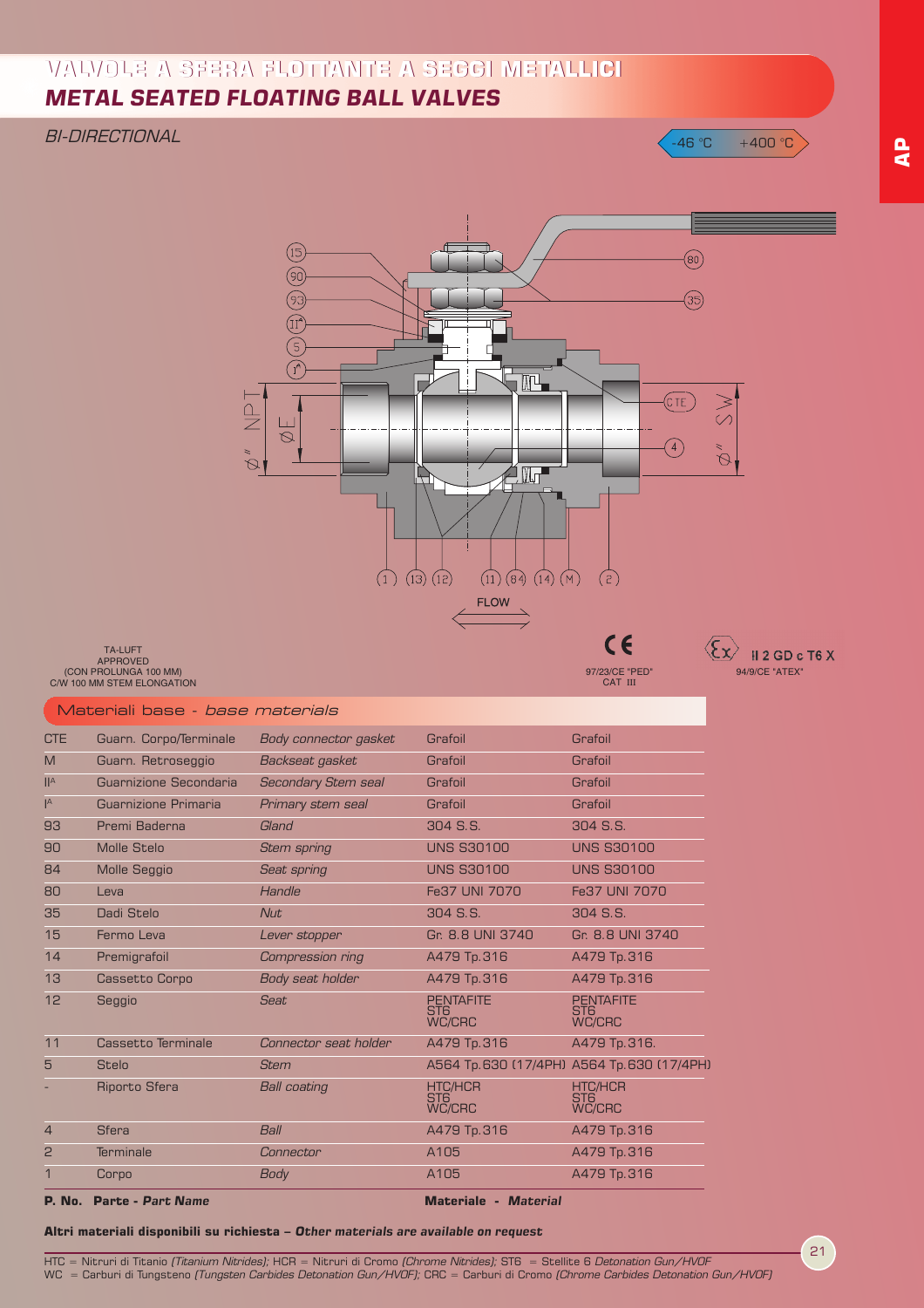# VALVOLE A SFERA FLOTTANTE A SEGGI METALLICI

# METAL SEATED FLOATING BALL VALVES

*BI-DIRECTIONAL*

-46 °C +400 °C

AP

15
90
93
II[A]
5
I[A]
80
35
CTE
4
Ø" NPT
Ø E
Ø" SW
1 13 12 11 84 14 M 2

FLOW

TA-LUFT
APPROVED
(CON PROLUNGA 100 MM)
C/W 100 MM STEM ELONGATION

CE
97/23/CE "PED"
CAT III

Ex II 2 GD c T6 X
94/9/CE "ATEX"

## Materiali base - *base materials*

| | | | | |
|---|---|---|---|---|
| CTE | Guarn. Corpo/Terminale | *Body connector gasket* | Grafoil | Grafoil |
| M | Guarn. Retroseggio | *Backseat gasket* | Grafoil | Grafoil |
| II[A] | Guarnizione Secondaria | *Secondary Stem seal* | Grafoil | Grafoil |
| I[A] | Guarnizione Primaria | *Primary stem seal* | Grafoil | Grafoil |
| 93 | Premi Baderna | *Gland* | 304 S.S. | 304 S.S. |
| 90 | Molle Stelo | *Stem spring* | UNS S30100 | UNS S30100 |
| 84 | Molle Seggio | *Seat spring* | UNS S30100 | UNS S30100 |
| 80 | Leva | *Handle* | Fe37 UNI 7070 | Fe37 UNI 7070 |
| 35 | Dadi Stelo | *Nut* | 304 S.S. | 304 S.S. |
| 15 | Fermo Leva | *Lever stopper* | Gr. 8.8 UNI 3740 | Gr. 8.8 UNI 3740 |
| 14 | Premigrafoil | *Compression ring* | A479 Tp.316 | A479 Tp.316 |
| 13 | Cassetto Corpo | *Body seat holder* | A479 Tp.316 | A479 Tp.316 |
| 12 | Seggio | *Seat* | PENTAFITE ST6 WC/CRC | PENTAFITE ST6 WC/CRC |
| 11 | Cassetto Terminale | *Connector seat holder* | A479 Tp.316 | A479 Tp.316. |
| 5 | Stelo | *Stem* | A564 Tp.630 (17/4PH) | A564 Tp.630 (17/4PH) |
| - | Riporto Sfera | *Ball coating* | HTC/HCR ST6 WC/CRC | HTC/HCR ST6 WC/CRC |
| 4 | Sfera | *Ball* | A479 Tp.316 | A479 Tp.316 |
| 2 | Terminale | *Connector* | A105 | A479 Tp.316 |
| 1 | Corpo | *Body* | A105 | A479 Tp.316 |
| **P. No.** | **Parte - *Part Name*** | | **Materiale - *Material*** | |

**Altri materiali disponibili su richiesta – *Other materials are available on request***

HTC = Nitruri di Titanio *(Titanium Nitrides)*; HCR = Nitruri di Cromo *(Chrome Nitrides)*; ST6 = Stellite 6 *Detonation Gun/HVOF*
WC = Carburi di Tungsteno *(Tungsten Carbides Detonation Gun/HVOF)*; CRC = Carburi di Cromo *(Chrome Carbides Detonation Gun/HVOF)*